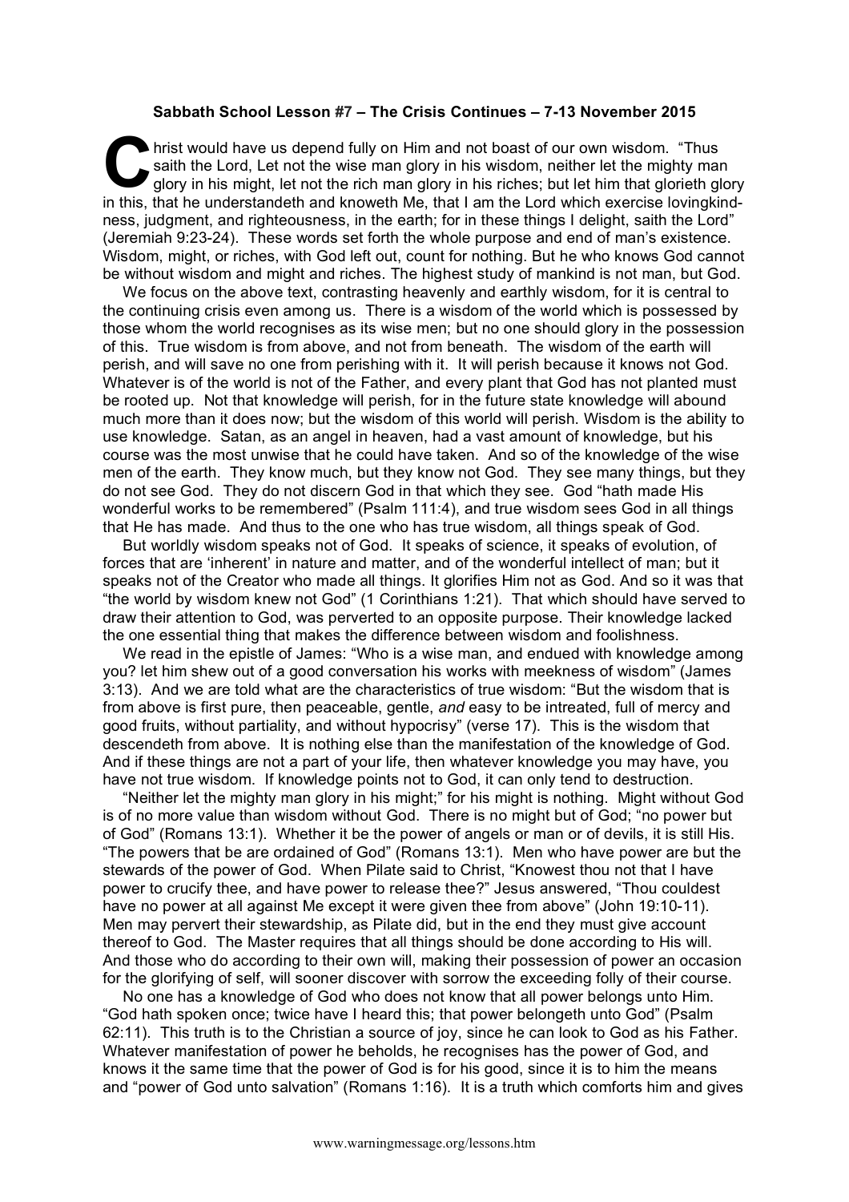**Sabbath School Lesson #7 – The Crisis Continues – 7-13 November 2015**

Christ would have us depend fully on Him and not boast of our own wisdom. "Thus saith the Lord, Let not the wise man glory in his wisdom, neither let the mighty man glory in his might, let not the rich man glory in his riches; but let him that glorieth glory in this, that he understandeth and knoweth Me, that I am the Lord which exercise lovingkindness, judgment, and righteousness, in the earth; for in these things I delight, saith the Lord" (Jeremiah 9:23-24). These words set forth the whole purpose and end of man's existence. Wisdom, might, or riches, with God left out, count for nothing. But he who knows God cannot be without wisdom and might and riches. The highest study of mankind is not man, but God.

We focus on the above text, contrasting heavenly and earthly wisdom, for it is central to the continuing crisis even among us. There is a wisdom of the world which is possessed by those whom the world recognises as its wise men; but no one should glory in the possession of this. True wisdom is from above, and not from beneath. The wisdom of the earth will perish, and will save no one from perishing with it. It will perish because it knows not God. Whatever is of the world is not of the Father, and every plant that God has not planted must be rooted up. Not that knowledge will perish, for in the future state knowledge will abound much more than it does now; but the wisdom of this world will perish. Wisdom is the ability to use knowledge. Satan, as an angel in heaven, had a vast amount of knowledge, but his course was the most unwise that he could have taken. And so of the knowledge of the wise men of the earth. They know much, but they know not God. They see many things, but they do not see God. They do not discern God in that which they see. God "hath made His wonderful works to be remembered" (Psalm 111:4), and true wisdom sees God in all things that He has made. And thus to the one who has true wisdom, all things speak of God.

But worldly wisdom speaks not of God. It speaks of science, it speaks of evolution, of forces that are 'inherent' in nature and matter, and of the wonderful intellect of man; but it speaks not of the Creator who made all things. It glorifies Him not as God. And so it was that "the world by wisdom knew not God" (1 Corinthians 1:21). That which should have served to draw their attention to God, was perverted to an opposite purpose. Their knowledge lacked the one essential thing that makes the difference between wisdom and foolishness.

We read in the epistle of James: "Who is a wise man, and endued with knowledge among you? let him shew out of a good conversation his works with meekness of wisdom" (James 3:13). And we are told what are the characteristics of true wisdom: "But the wisdom that is from above is first pure, then peaceable, gentle, *and* easy to be intreated, full of mercy and good fruits, without partiality, and without hypocrisy" (verse 17). This is the wisdom that descendeth from above. It is nothing else than the manifestation of the knowledge of God. And if these things are not a part of your life, then whatever knowledge you may have, you have not true wisdom. If knowledge points not to God, it can only tend to destruction.

"Neither let the mighty man glory in his might;" for his might is nothing. Might without God is of no more value than wisdom without God. There is no might but of God; "no power but of God" (Romans 13:1). Whether it be the power of angels or man or of devils, it is still His. "The powers that be are ordained of God" (Romans 13:1). Men who have power are but the stewards of the power of God. When Pilate said to Christ, "Knowest thou not that I have power to crucify thee, and have power to release thee?" Jesus answered, "Thou couldest have no power at all against Me except it were given thee from above" (John 19:10-11). Men may pervert their stewardship, as Pilate did, but in the end they must give account thereof to God. The Master requires that all things should be done according to His will. And those who do according to their own will, making their possession of power an occasion for the glorifying of self, will sooner discover with sorrow the exceeding folly of their course.

No one has a knowledge of God who does not know that all power belongs unto Him. "God hath spoken once; twice have I heard this; that power belongeth unto God" (Psalm 62:11). This truth is to the Christian a source of joy, since he can look to God as his Father. Whatever manifestation of power he beholds, he recognises has the power of God, and knows it the same time that the power of God is for his good, since it is to him the means and "power of God unto salvation" (Romans 1:16). It is a truth which comforts him and gives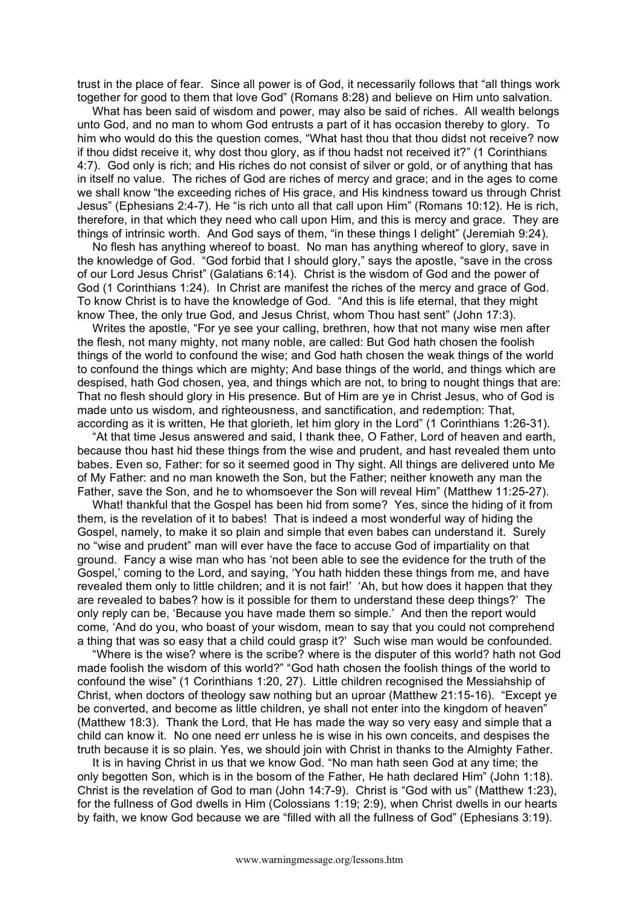trust in the place of fear. Since all power is of God, it necessarily follows that "all things work together for good to them that love God" (Romans 8:28) and believe on Him unto salvation.

What has been said of wisdom and power, may also be said of riches. All wealth belongs unto God, and no man to whom God entrusts a part of it has occasion thereby to glory. To him who would do this the question comes, "What hast thou that thou didst not receive? now if thou didst receive it, why dost thou glory, as if thou hadst not received it?" (1 Corinthians 4:7). God only is rich; and His riches do not consist of silver or gold, or of anything that has in itself no value. The riches of God are riches of mercy and grace; and in the ages to come we shall know "the exceeding riches of His grace, and His kindness toward us through Christ Jesus" (Ephesians 2:4-7). He "is rich unto all that call upon Him" (Romans 10:12). He is rich, therefore, in that which they need who call upon Him, and this is mercy and grace. They are things of intrinsic worth. And God says of them, "in these things I delight" (Jeremiah 9:24).

No flesh has anything whereof to boast. No man has anything whereof to glory, save in the knowledge of God. "God forbid that I should glory," says the apostle, "save in the cross of our Lord Jesus Christ" (Galatians 6:14). Christ is the wisdom of God and the power of God (1 Corinthians 1:24). In Christ are manifest the riches of the mercy and grace of God. To know Christ is to have the knowledge of God. "And this is life eternal, that they might know Thee, the only true God, and Jesus Christ, whom Thou hast sent" (John 17:3).

Writes the apostle, "For ye see your calling, brethren, how that not many wise men after the flesh, not many mighty, not many noble, are called: But God hath chosen the foolish things of the world to confound the wise; and God hath chosen the weak things of the world to confound the things which are mighty; And base things of the world, and things which are despised, hath God chosen, yea, and things which are not, to bring to nought things that are: That no flesh should glory in His presence. But of Him are ye in Christ Jesus, who of God is made unto us wisdom, and righteousness, and sanctification, and redemption: That, according as it is written, He that glorieth, let him glory in the Lord" (1 Corinthians 1:26-31).

"At that time Jesus answered and said, I thank thee, O Father, Lord of heaven and earth, because thou hast hid these things from the wise and prudent, and hast revealed them unto babes. Even so, Father: for so it seemed good in Thy sight. All things are delivered unto Me of My Father: and no man knoweth the Son, but the Father; neither knoweth any man the Father, save the Son, and he to whomsoever the Son will reveal Him" (Matthew 11:25-27).

What! thankful that the Gospel has been hid from some? Yes, since the hiding of it from them, is the revelation of it to babes! That is indeed a most wonderful way of hiding the Gospel, namely, to make it so plain and simple that even babes can understand it. Surely no "wise and prudent" man will ever have the face to accuse God of impartiality on that ground. Fancy a wise man who has 'not been able to see the evidence for the truth of the Gospel,' coming to the Lord, and saying, 'You hath hidden these things from me, and have revealed them only to little children; and it is not fair!' 'Ah, but how does it happen that they are revealed to babes? how is it possible for them to understand these deep things?' The only reply can be, 'Because you have made them so simple.' And then the report would come, 'And do you, who boast of your wisdom, mean to say that you could not comprehend a thing that was so easy that a child could grasp it?' Such wise man would be confounded.

"Where is the wise? where is the scribe? where is the disputer of this world? hath not God made foolish the wisdom of this world?" "God hath chosen the foolish things of the world to confound the wise" (1 Corinthians 1:20, 27). Little children recognised the Messiahship of Christ, when doctors of theology saw nothing but an uproar (Matthew 21:15-16). "Except ye be converted, and become as little children, ye shall not enter into the kingdom of heaven" (Matthew 18:3). Thank the Lord, that He has made the way so very easy and simple that a child can know it. No one need err unless he is wise in his own conceits, and despises the truth because it is so plain. Yes, we should join with Christ in thanks to the Almighty Father.

It is in having Christ in us that we know God. "No man hath seen God at any time; the only begotten Son, which is in the bosom of the Father, He hath declared Him" (John 1:18). Christ is the revelation of God to man (John 14:7-9). Christ is "God with us" (Matthew 1:23), for the fullness of God dwells in Him (Colossians 1:19; 2:9), when Christ dwells in our hearts by faith, we know God because we are "filled with all the fullness of God" (Ephesians 3:19).